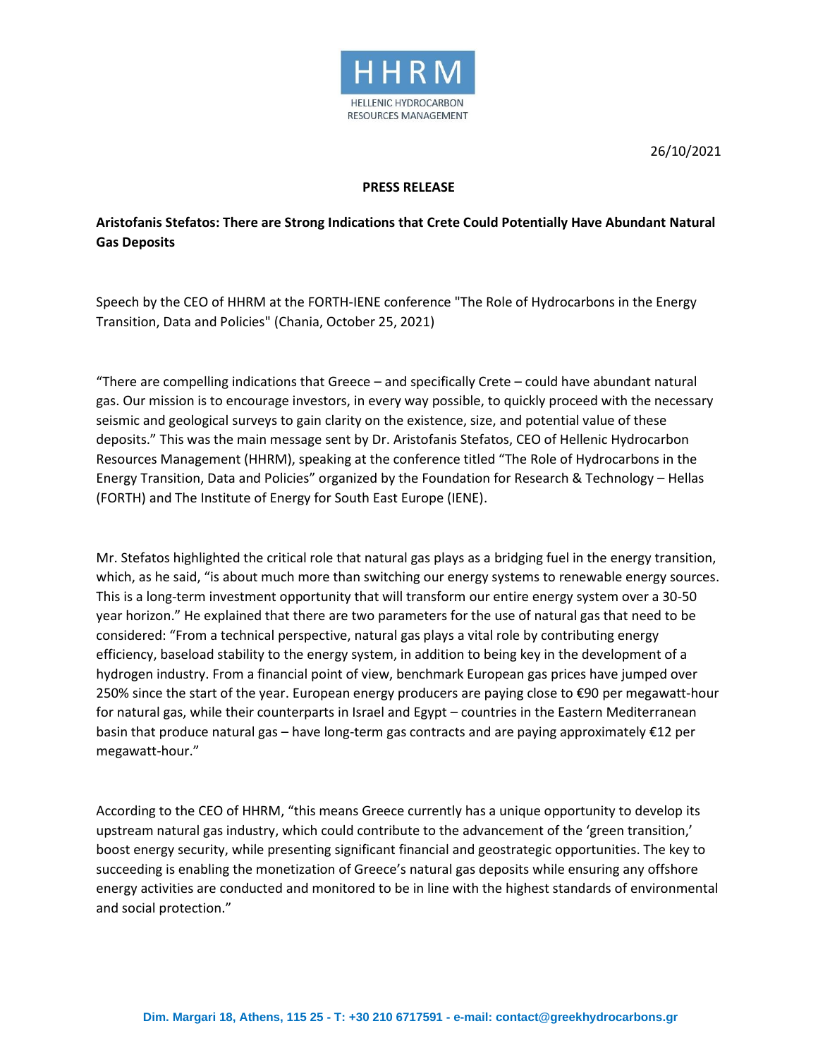HHRM

HELLENIC HYDROCARBON RESOURCES MANAGEMENT

26/10/2021

**PRESS RELEASE**

**Aristofanis Stefatos: There are Strong Indications that Crete Could Potentially Have Abundant Natural Gas Deposits**

Speech by the CEO of HHRM at the FORTH-IENE conference "The Role of Hydrocarbons in the Energy Transition, Data and Policies" (Chania, October 25, 2021)

"There are compelling indications that Greece – and specifically Crete – could have abundant natural gas. Our mission is to encourage investors, in every way possible, to quickly proceed with the necessary seismic and geological surveys to gain clarity on the existence, size, and potential value of these deposits." This was the main message sent by Dr. Aristofanis Stefatos, CEO of Hellenic Hydrocarbon Resources Management (HHRM), speaking at the conference titled "The Role of Hydrocarbons in the Energy Transition, Data and Policies" organized by the Foundation for Research & Technology – Hellas (FORTH) and The Institute of Energy for South East Europe (IENE).

Mr. Stefatos highlighted the critical role that natural gas plays as a bridging fuel in the energy transition, which, as he said, "is about much more than switching our energy systems to renewable energy sources. This is a long-term investment opportunity that will transform our entire energy system over a 30-50 year horizon." He explained that there are two parameters for the use of natural gas that need to be considered: "From a technical perspective, natural gas plays a vital role by contributing energy efficiency, baseload stability to the energy system, in addition to being key in the development of a hydrogen industry. From a financial point of view, benchmark European gas prices have jumped over 250% since the start of the year. European energy producers are paying close to €90 per megawatt-hour for natural gas, while their counterparts in Israel and Egypt – countries in the Eastern Mediterranean basin that produce natural gas – have long-term gas contracts and are paying approximately €12 per megawatt-hour."

According to the CEO of HHRM, "this means Greece currently has a unique opportunity to develop its upstream natural gas industry, which could contribute to the advancement of the 'green transition,' boost energy security, while presenting significant financial and geostrategic opportunities. The key to succeeding is enabling the monetization of Greece's natural gas deposits while ensuring any offshore energy activities are conducted and monitored to be in line with the highest standards of environmental and social protection."

Dim. Margari 18, Athens, 115 25 - T: +30 210 6717591 - e-mail: contact@greekhydrocarbons.gr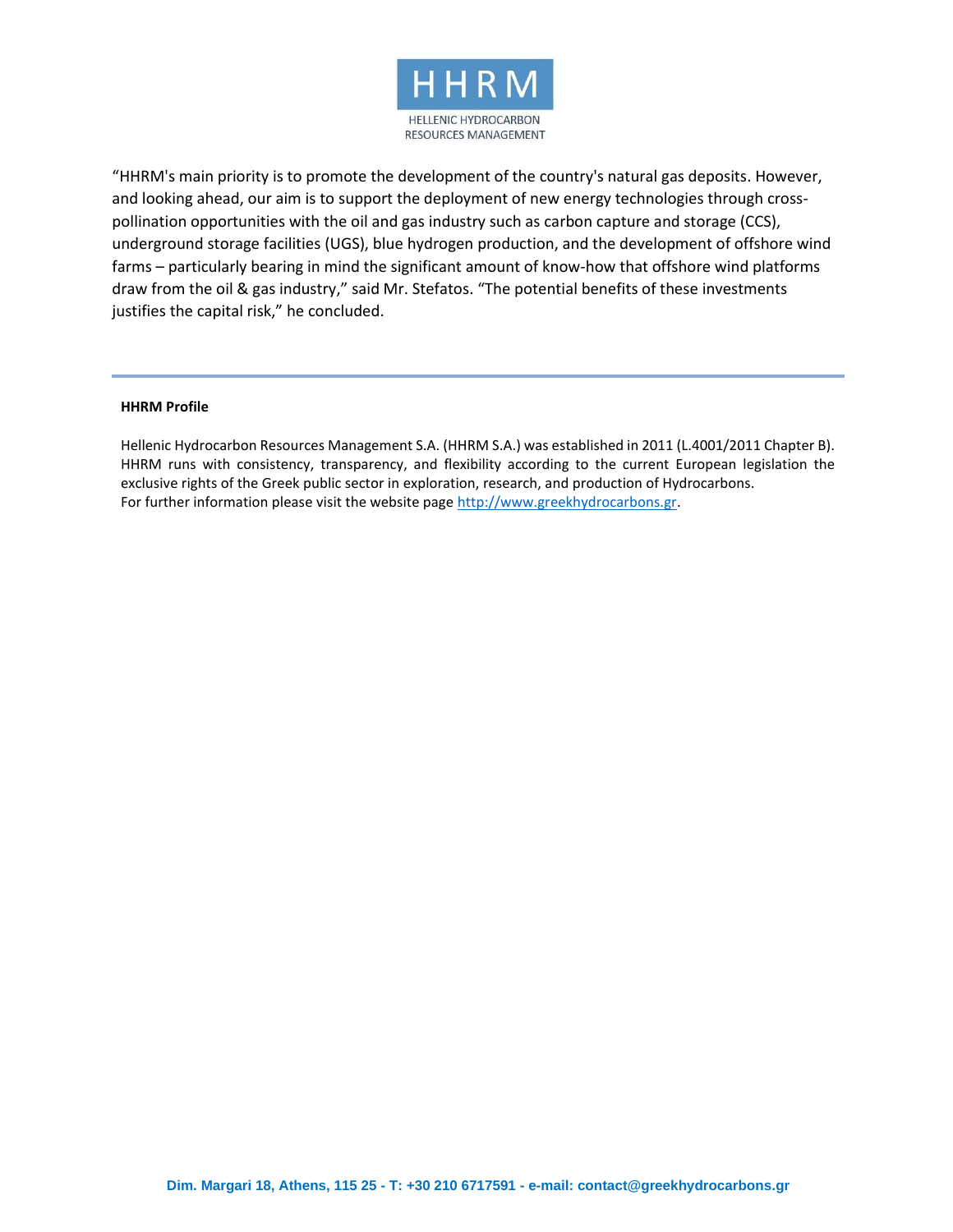"HHRM's main priority is to promote the development of the country's natural gas deposits. However, and looking ahead, our aim is to support the deployment of new energy technologies through cross-pollination opportunities with the oil and gas industry such as carbon capture and storage (CCS), underground storage facilities (UGS), blue hydrogen production, and the development of offshore wind farms – particularly bearing in mind the significant amount of know-how that offshore wind platforms draw from the oil & gas industry," said Mr. Stefatos. "The potential benefits of these investments justifies the capital risk," he concluded.

---

**HHRM Profile**

Hellenic Hydrocarbon Resources Management S.A. (HHRM S.A.) was established in 2011 (L.4001/2011 Chapter B). HHRM runs with consistency, transparency, and flexibility according to the current European legislation the exclusive rights of the Greek public sector in exploration, research, and production of Hydrocarbons.
For further information please visit the website page http://www.greekhydrocarbons.gr.

**Dim. Margari 18, Athens, 115 25 - T: +30 210 6717591 - e-mail: contact@greekhydrocarbons.gr**